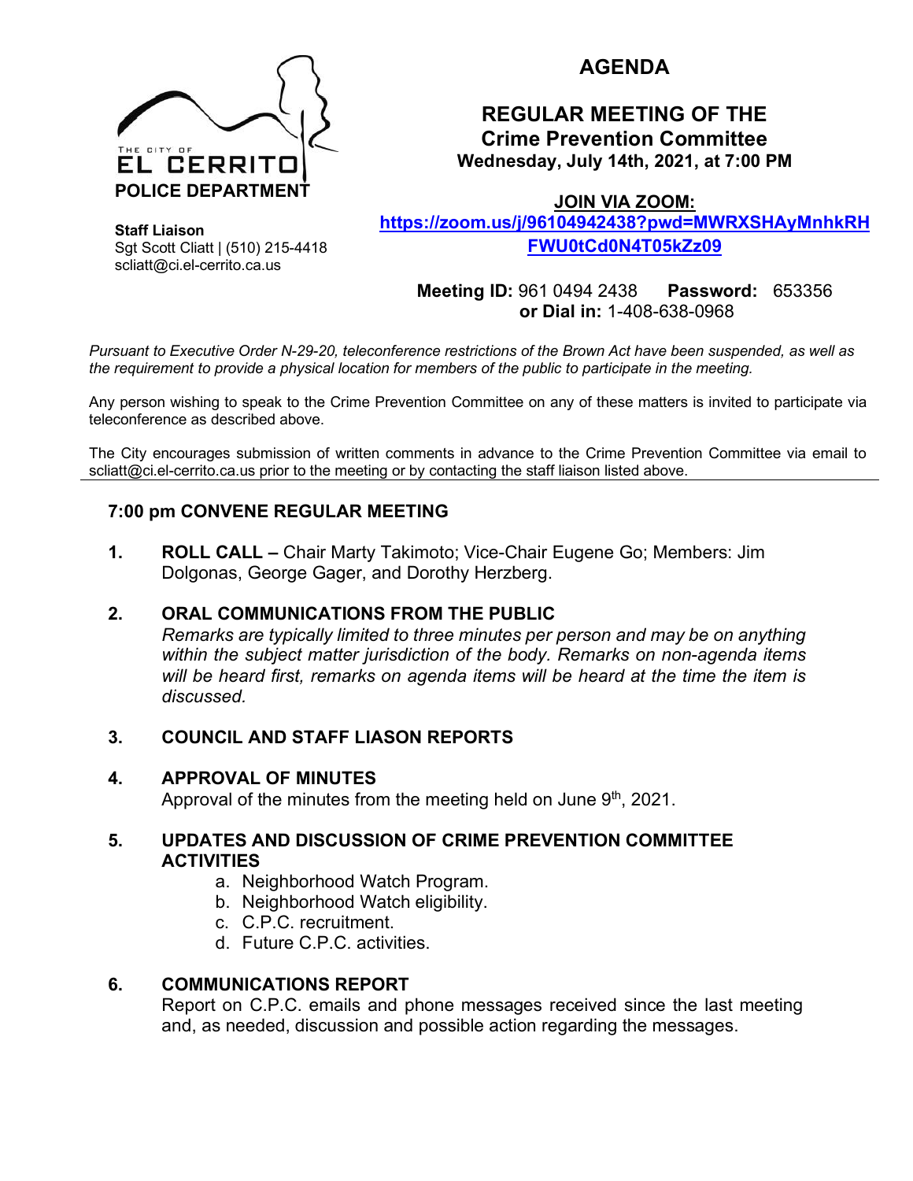THE CITY OF EL CERRITO
**POLICE DEPARTMENT**

**Staff Liaison**
Sgt Scott Cliatt | (510) 215-4418
scliatt@ci.el-cerrito.ca.us

# AGENDA

## REGULAR MEETING OF THE Crime Prevention Committee

**Wednesday, July 14th, 2021, at 7:00 PM**

**JOIN VIA ZOOM:**
**https://zoom.us/j/96104942438?pwd=MWRXSHAyMnhkRHFWU0tCd0N4T05kZz09**

**Meeting ID:** 961 0494 2438 **Password:** 653356
**or Dial in:** 1-408-638-0968

*Pursuant to Executive Order N-29-20, teleconference restrictions of the Brown Act have been suspended, as well as the requirement to provide a physical location for members of the public to participate in the meeting.*

Any person wishing to speak to the Crime Prevention Committee on any of these matters is invited to participate via teleconference as described above.

The City encourages submission of written comments in advance to the Crime Prevention Committee via email to scliatt@ci.el-cerrito.ca.us prior to the meeting or by contacting the staff liaison listed above.

---

### 7:00 pm CONVENE REGULAR MEETING

1. **ROLL CALL –** Chair Marty Takimoto; Vice-Chair Eugene Go; Members: Jim Dolgonas, George Gager, and Dorothy Herzberg.

2. **ORAL COMMUNICATIONS FROM THE PUBLIC**
   *Remarks are typically limited to three minutes per person and may be on anything within the subject matter jurisdiction of the body. Remarks on non-agenda items will be heard first, remarks on agenda items will be heard at the time the item is discussed.*

3. **COUNCIL AND STAFF LIASON REPORTS**

4. **APPROVAL OF MINUTES**
   Approval of the minutes from the meeting held on June 9th, 2021.

5. **UPDATES AND DISCUSSION OF CRIME PREVENTION COMMITTEE ACTIVITIES**
   a. Neighborhood Watch Program.
   b. Neighborhood Watch eligibility.
   c. C.P.C. recruitment.
   d. Future C.P.C. activities.

6. **COMMUNICATIONS REPORT**
   Report on C.P.C. emails and phone messages received since the last meeting and, as needed, discussion and possible action regarding the messages.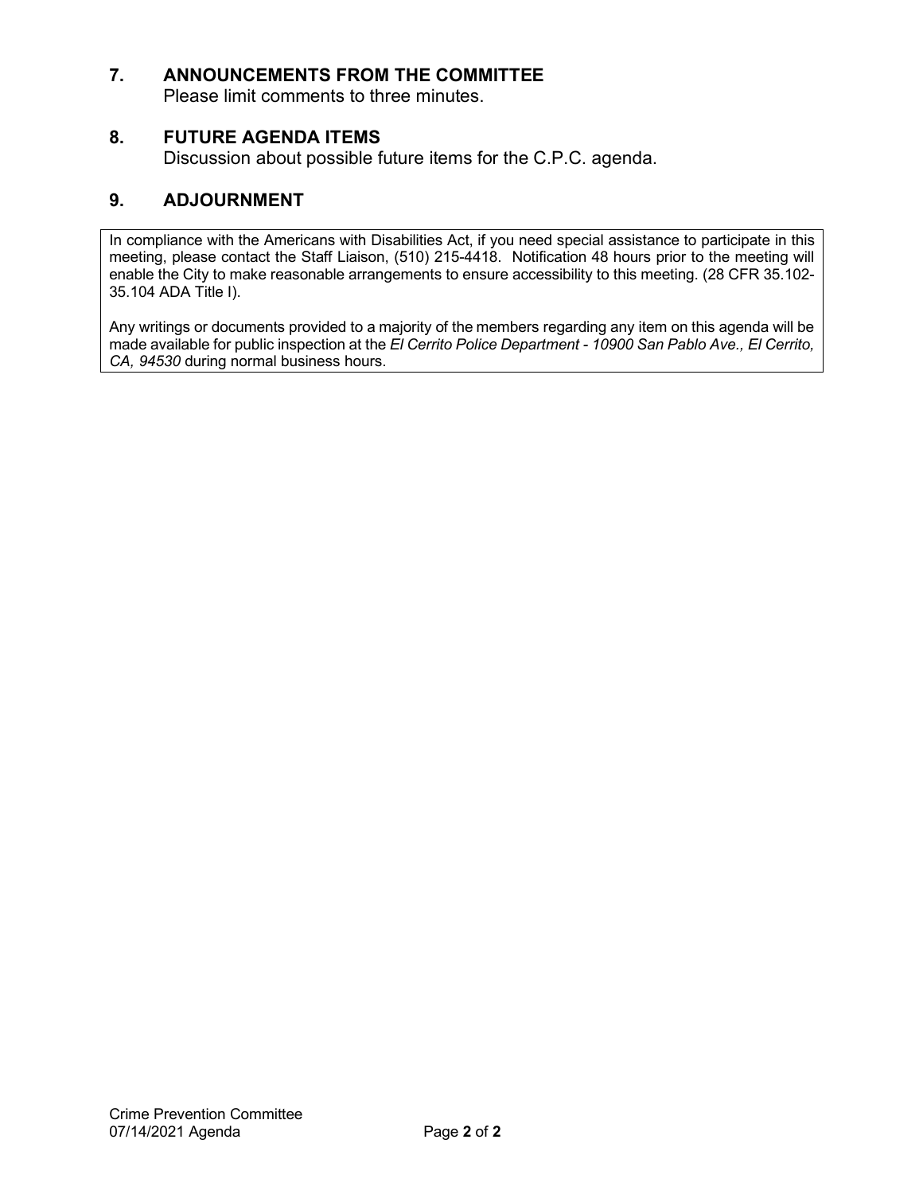## 7. ANNOUNCEMENTS FROM THE COMMITTEE

Please limit comments to three minutes.

## 8. FUTURE AGENDA ITEMS

Discussion about possible future items for the C.P.C. agenda.

## 9. ADJOURNMENT

In compliance with the Americans with Disabilities Act, if you need special assistance to participate in this meeting, please contact the Staff Liaison, (510) 215-4418. Notification 48 hours prior to the meeting will enable the City to make reasonable arrangements to ensure accessibility to this meeting. (28 CFR 35.102-35.104 ADA Title I).

Any writings or documents provided to a majority of the members regarding any item on this agenda will be made available for public inspection at the *El Cerrito Police Department - 10900 San Pablo Ave., El Cerrito, CA, 94530* during normal business hours.